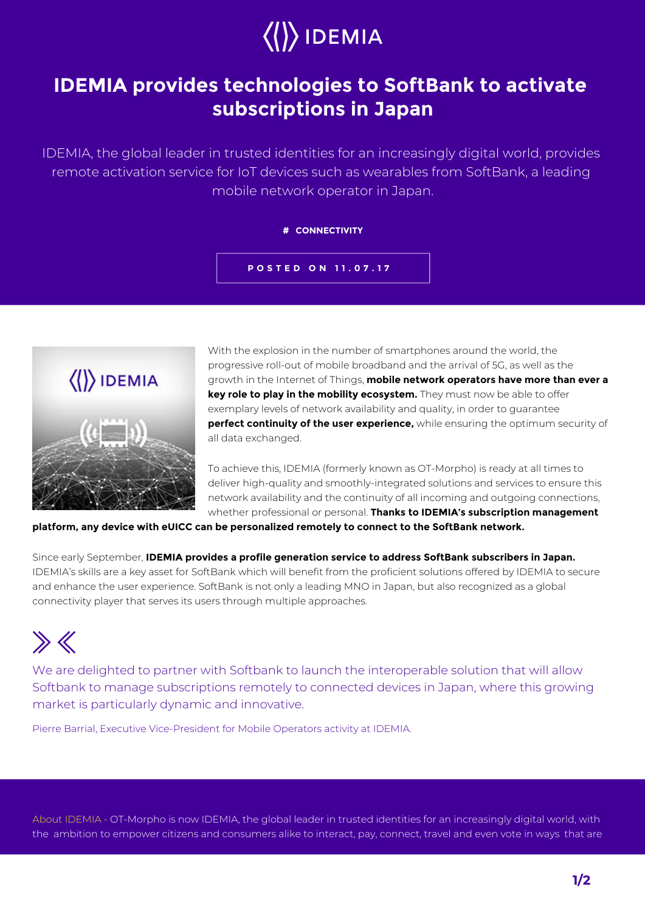# IDEMIA provides technologies to SoftBank to activate subscriptions in Japan

IDEMIA, the global leader in trusted identities for an increasingly digital world, provides remote activation service for IoT devices such as wearables from SoftBank, a leading mobile network operator in Japan.

**# CONNECTIVITY**

**POSTED ON 11.07.17**

With the explosion in the number of smartphones around the world, the progressive roll-out of mobile broadband and the arrival of 5G, as well as the growth in the Internet of Things, **mobile network operators have more than ever a key role to play in the mobility ecosystem.** They must now be able to offer exemplary levels of network availability and quality, in order to guarantee **perfect continuity of the user experience,** while ensuring the optimum security of all data exchanged.

To achieve this, IDEMIA (formerly known as OT-Morpho) is ready at all times to deliver high-quality and smoothly-integrated solutions and services to ensure this network availability and the continuity of all incoming and outgoing connections, whether professional or personal. **Thanks to IDEMIA's subscription management platform, any device with eUICC can be personalized remotely to connect to the SoftBank network.**

Since early September, **IDEMIA provides a profile generation service to address SoftBank subscribers in Japan.** IDEMIA's skills are a key asset for SoftBank which will benefit from the proficient solutions offered by IDEMIA to secure and enhance the user experience. SoftBank is not only a leading MNO in Japan, but also recognized as a global connectivity player that serves its users through multiple approaches.

> We are delighted to partner with Softbank to launch the interoperable solution that will allow Softbank to manage subscriptions remotely to connected devices in Japan, where this growing market is particularly dynamic and innovative.
>
> Pierre Barrial, Executive Vice-President for Mobile Operators activity at IDEMIA.

About IDEMIA - OT-Morpho is now IDEMIA, the global leader in trusted identities for an increasingly digital world, with the ambition to empower citizens and consumers alike to interact, pay, connect, travel and even vote in ways that are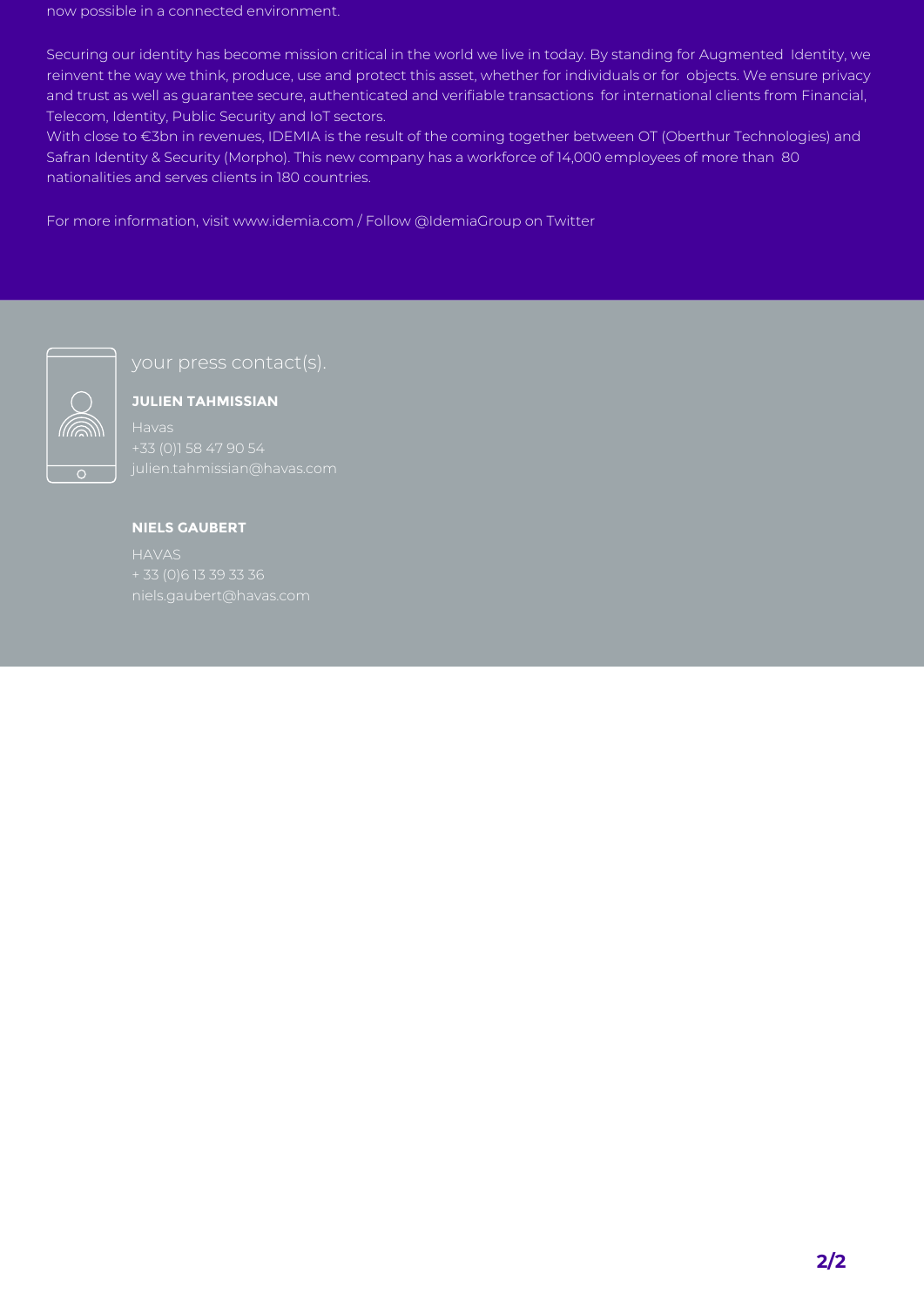now possible in a connected environment.

Securing our identity has become mission critical in the world we live in today. By standing for Augmented Identity, we reinvent the way we think, produce, use and protect this asset, whether for individuals or for objects. We ensure privacy and trust as well as guarantee secure, authenticated and verifiable transactions for international clients from Financial, Telecom, Identity, Public Security and IoT sectors.
With close to €3bn in revenues, IDEMIA is the result of the coming together between OT (Oberthur Technologies) and Safran Identity & Security (Morpho). This new company has a workforce of 14,000 employees of more than 80 nationalities and serves clients in 180 countries.

For more information, visit www.idemia.com / Follow @IdemiaGroup on Twitter

your press contact(s).

**JULIEN TAHMISSIAN**

Havas
+33 (0)1 58 47 90 54
julien.tahmissian@havas.com

**NIELS GAUBERT**

HAVAS
+ 33 (0)6 13 39 33 36
niels.gaubert@havas.com